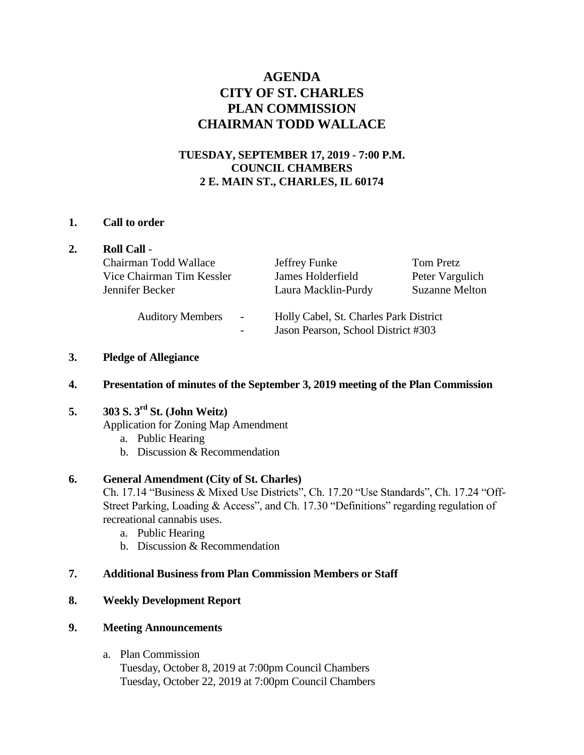# AGENDA
# CITY OF ST. CHARLES
# PLAN COMMISSION
# CHAIRMAN TODD WALLACE

**TUESDAY, SEPTEMBER 17, 2019 - 7:00 P.M.**
**COUNCIL CHAMBERS**
**2 E. MAIN ST., CHARLES, IL 60174**

**1. Call to order**

**2. Roll Call** -

| | | |
|---|---|---|
| Chairman Todd Wallace | Jeffrey Funke | Tom Pretz |
| Vice Chairman Tim Kessler | James Holderfield | Peter Vargulich |
| Jennifer Becker | Laura Macklin-Purdy | Suzanne Melton |

Auditory Members - Holly Cabel, St. Charles Park District
- Jason Pearson, School District #303

**3. Pledge of Allegiance**

**4. Presentation of minutes of the September 3, 2019 meeting of the Plan Commission**

**5. 303 S. 3rd St. (John Weitz)**

Application for Zoning Map Amendment

a. Public Hearing
b. Discussion & Recommendation

**6. General Amendment (City of St. Charles)**

Ch. 17.14 "Business & Mixed Use Districts", Ch. 17.20 "Use Standards", Ch. 17.24 "Off-Street Parking, Loading & Access", and Ch. 17.30 "Definitions" regarding regulation of recreational cannabis uses.

a. Public Hearing
b. Discussion & Recommendation

**7. Additional Business from Plan Commission Members or Staff**

**8. Weekly Development Report**

**9. Meeting Announcements**

a. Plan Commission
   Tuesday, October 8, 2019 at 7:00pm Council Chambers
   Tuesday, October 22, 2019 at 7:00pm Council Chambers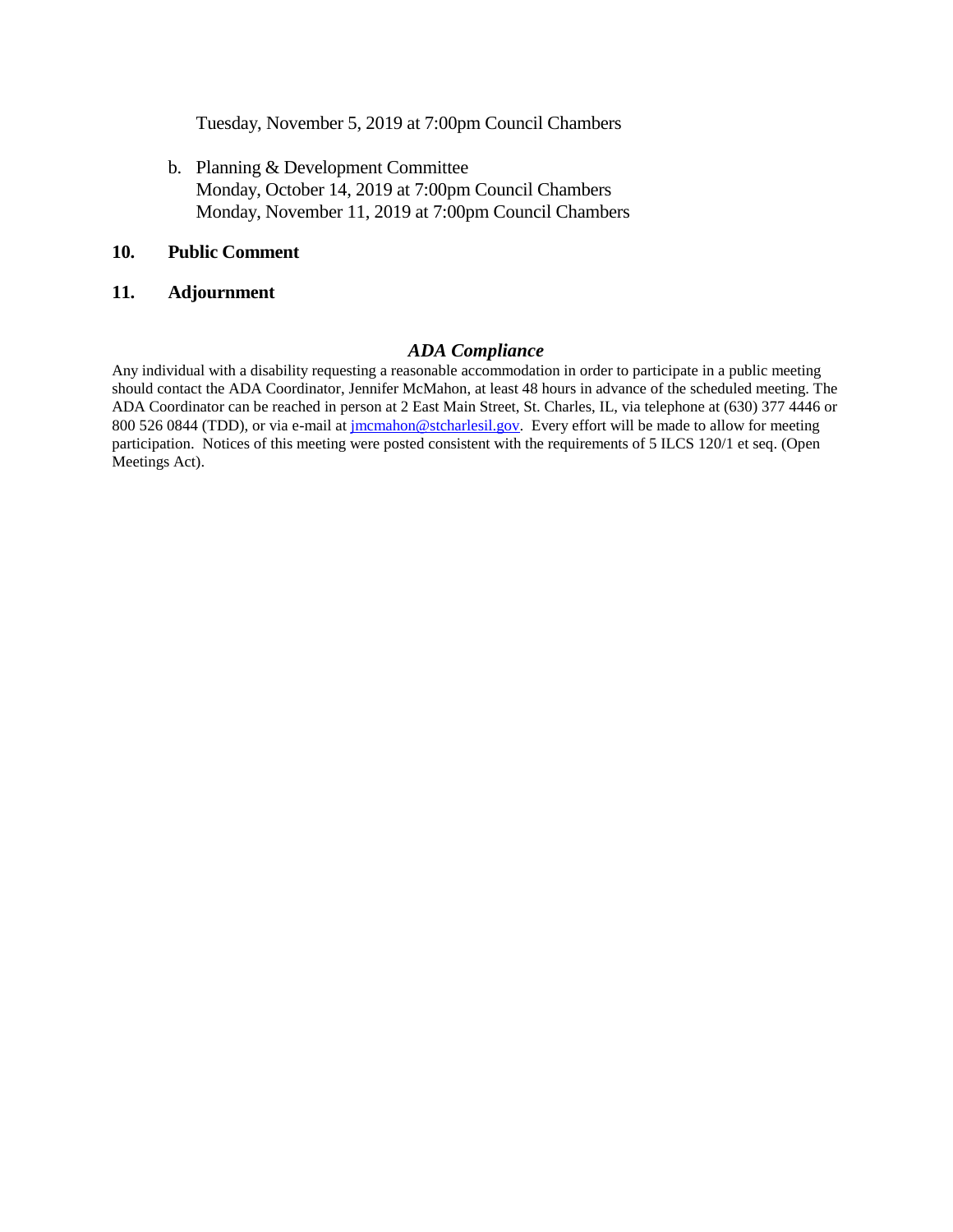Tuesday, November 5, 2019 at 7:00pm Council Chambers

b. Planning & Development Committee
   Monday, October 14, 2019 at 7:00pm Council Chambers
   Monday, November 11, 2019 at 7:00pm Council Chambers

**10. Public Comment**

**11. Adjournment**

### *ADA Compliance*

Any individual with a disability requesting a reasonable accommodation in order to participate in a public meeting should contact the ADA Coordinator, Jennifer McMahon, at least 48 hours in advance of the scheduled meeting. The ADA Coordinator can be reached in person at 2 East Main Street, St. Charles, IL, via telephone at (630) 377 4446 or 800 526 0844 (TDD), or via e-mail at jmcmahon@stcharlesil.gov. Every effort will be made to allow for meeting participation. Notices of this meeting were posted consistent with the requirements of 5 ILCS 120/1 et seq. (Open Meetings Act).